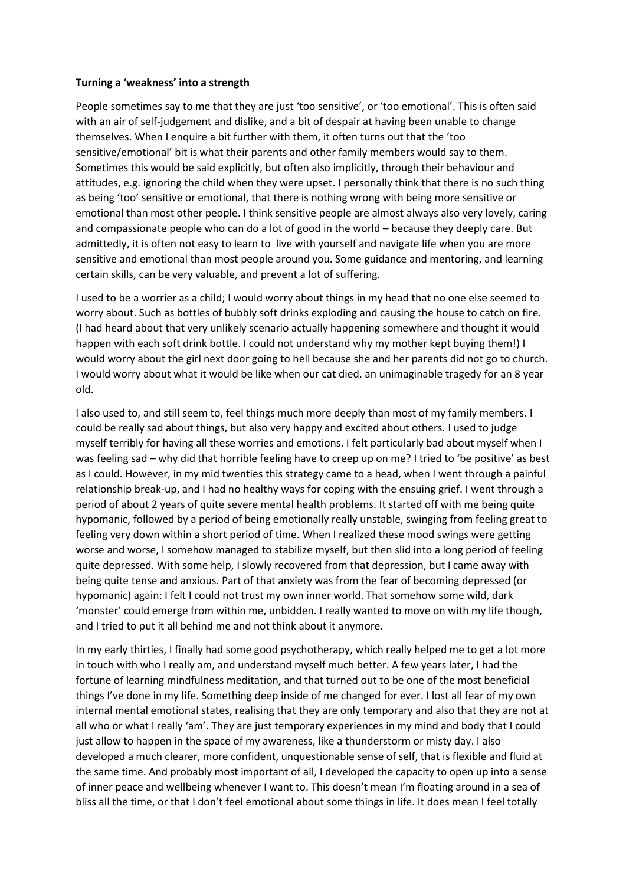**Turning a 'weakness' into a strength**

People sometimes say to me that they are just 'too sensitive', or 'too emotional'. This is often said with an air of self-judgement and dislike, and a bit of despair at having been unable to change themselves. When I enquire a bit further with them, it often turns out that the 'too sensitive/emotional' bit is what their parents and other family members would say to them. Sometimes this would be said explicitly, but often also implicitly, through their behaviour and attitudes, e.g. ignoring the child when they were upset. I personally think that there is no such thing as being 'too' sensitive or emotional, that there is nothing wrong with being more sensitive or emotional than most other people. I think sensitive people are almost always also very lovely, caring and compassionate people who can do a lot of good in the world – because they deeply care. But admittedly, it is often not easy to learn to live with yourself and navigate life when you are more sensitive and emotional than most people around you. Some guidance and mentoring, and learning certain skills, can be very valuable, and prevent a lot of suffering.

I used to be a worrier as a child; I would worry about things in my head that no one else seemed to worry about. Such as bottles of bubbly soft drinks exploding and causing the house to catch on fire. (I had heard about that very unlikely scenario actually happening somewhere and thought it would happen with each soft drink bottle. I could not understand why my mother kept buying them!) I would worry about the girl next door going to hell because she and her parents did not go to church. I would worry about what it would be like when our cat died, an unimaginable tragedy for an 8 year old.

I also used to, and still seem to, feel things much more deeply than most of my family members. I could be really sad about things, but also very happy and excited about others. I used to judge myself terribly for having all these worries and emotions. I felt particularly bad about myself when I was feeling sad – why did that horrible feeling have to creep up on me? I tried to 'be positive' as best as I could. However, in my mid twenties this strategy came to a head, when I went through a painful relationship break-up, and I had no healthy ways for coping with the ensuing grief. I went through a period of about 2 years of quite severe mental health problems. It started off with me being quite hypomanic, followed by a period of being emotionally really unstable, swinging from feeling great to feeling very down within a short period of time. When I realized these mood swings were getting worse and worse, I somehow managed to stabilize myself, but then slid into a long period of feeling quite depressed. With some help, I slowly recovered from that depression, but I came away with being quite tense and anxious. Part of that anxiety was from the fear of becoming depressed (or hypomanic) again: I felt I could not trust my own inner world. That somehow some wild, dark 'monster' could emerge from within me, unbidden. I really wanted to move on with my life though, and I tried to put it all behind me and not think about it anymore.

In my early thirties, I finally had some good psychotherapy, which really helped me to get a lot more in touch with who I really am, and understand myself much better. A few years later, I had the fortune of learning mindfulness meditation, and that turned out to be one of the most beneficial things I've done in my life. Something deep inside of me changed for ever. I lost all fear of my own internal mental emotional states, realising that they are only temporary and also that they are not at all who or what I really 'am'. They are just temporary experiences in my mind and body that I could just allow to happen in the space of my awareness, like a thunderstorm or misty day. I also developed a much clearer, more confident, unquestionable sense of self, that is flexible and fluid at the same time. And probably most important of all, I developed the capacity to open up into a sense of inner peace and wellbeing whenever I want to. This doesn't mean I'm floating around in a sea of bliss all the time, or that I don't feel emotional about some things in life. It does mean I feel totally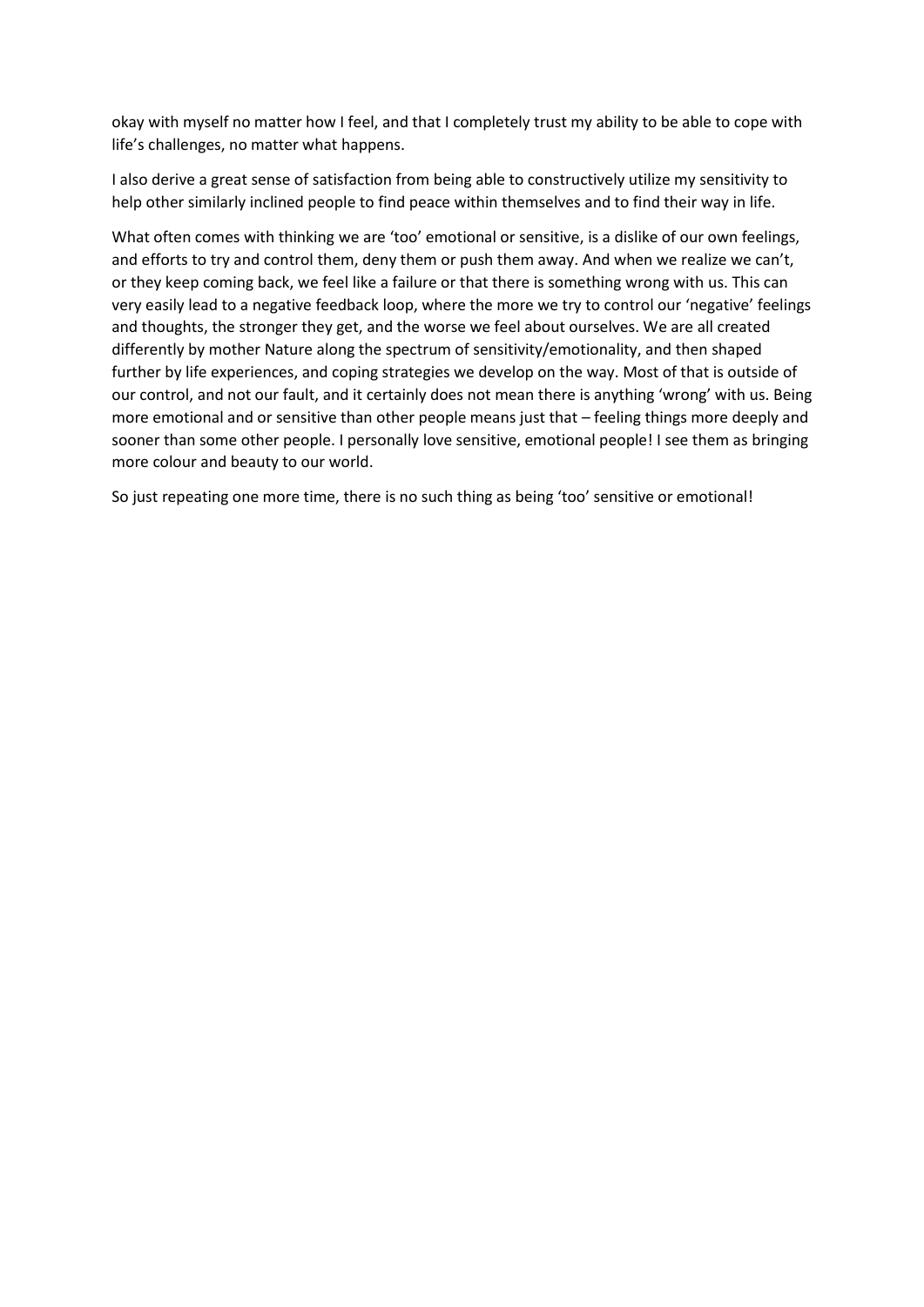okay with myself no matter how I feel, and that I completely trust my ability to be able to cope with life's challenges, no matter what happens.

I also derive a great sense of satisfaction from being able to constructively utilize my sensitivity to help other similarly inclined people to find peace within themselves and to find their way in life.

What often comes with thinking we are 'too' emotional or sensitive, is a dislike of our own feelings, and efforts to try and control them, deny them or push them away. And when we realize we can't, or they keep coming back, we feel like a failure or that there is something wrong with us. This can very easily lead to a negative feedback loop, where the more we try to control our 'negative' feelings and thoughts, the stronger they get, and the worse we feel about ourselves. We are all created differently by mother Nature along the spectrum of sensitivity/emotionality, and then shaped further by life experiences, and coping strategies we develop on the way. Most of that is outside of our control, and not our fault, and it certainly does not mean there is anything 'wrong' with us. Being more emotional and or sensitive than other people means just that – feeling things more deeply and sooner than some other people. I personally love sensitive, emotional people! I see them as bringing more colour and beauty to our world.

So just repeating one more time, there is no such thing as being 'too' sensitive or emotional!